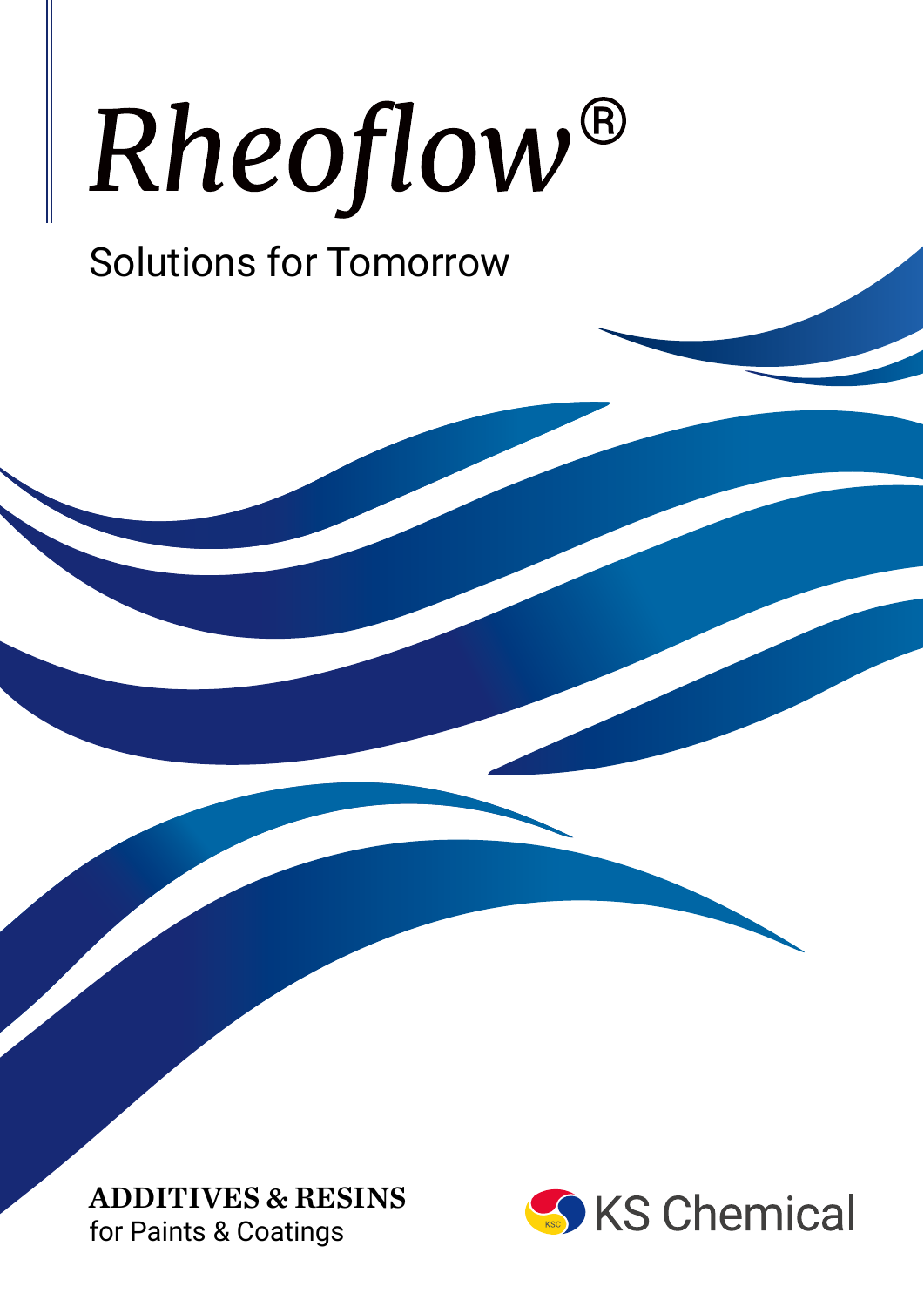# *Rheoflow®*

Solutions for Tomorrow

**ADDITIVES & RESINS**
for Paints & Coatings

KS Chemical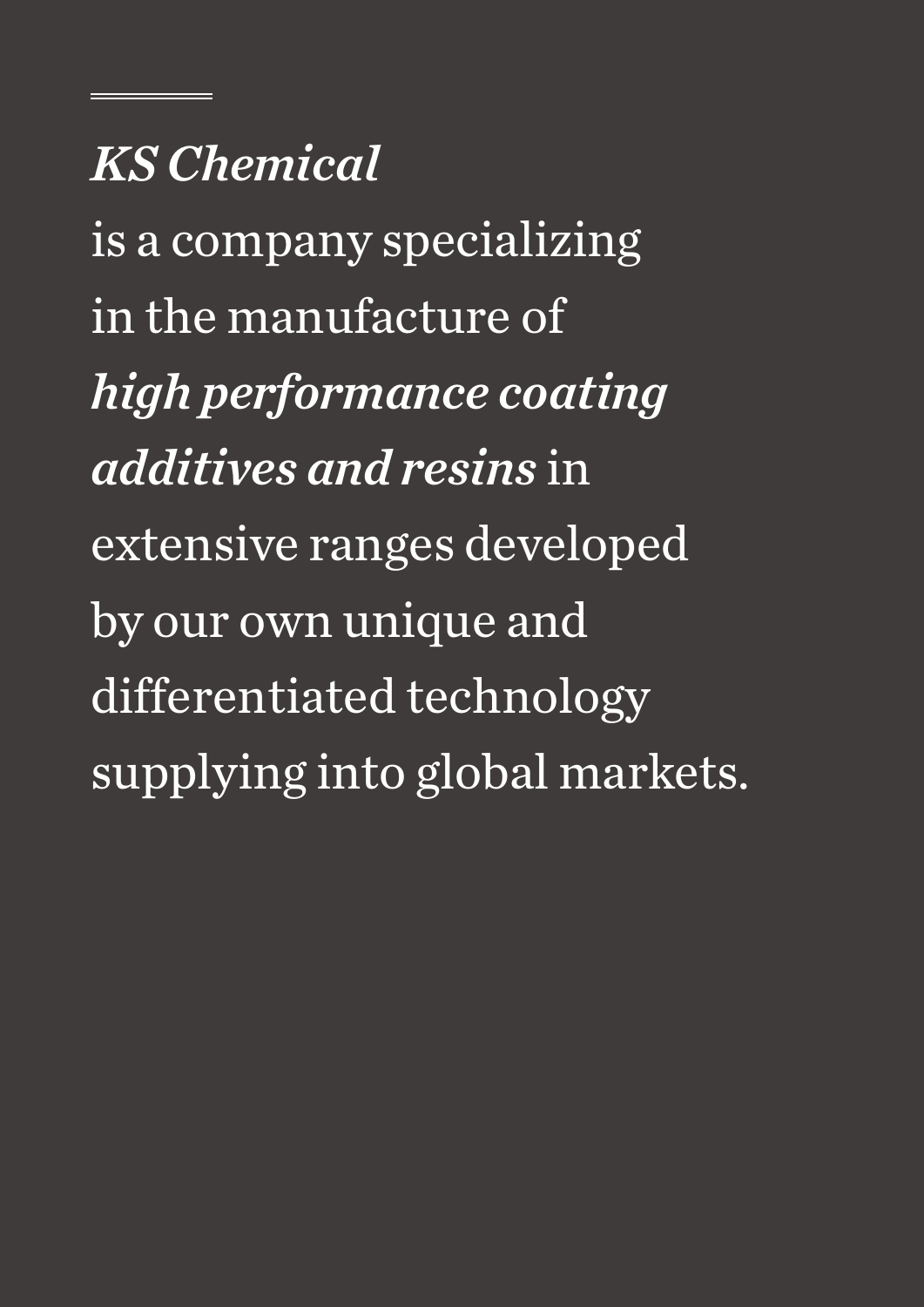***KS Chemical***
is a company specializing in the manufacture of ***high performance coating additives and resins*** in extensive ranges developed by our own unique and differentiated technology supplying into global markets.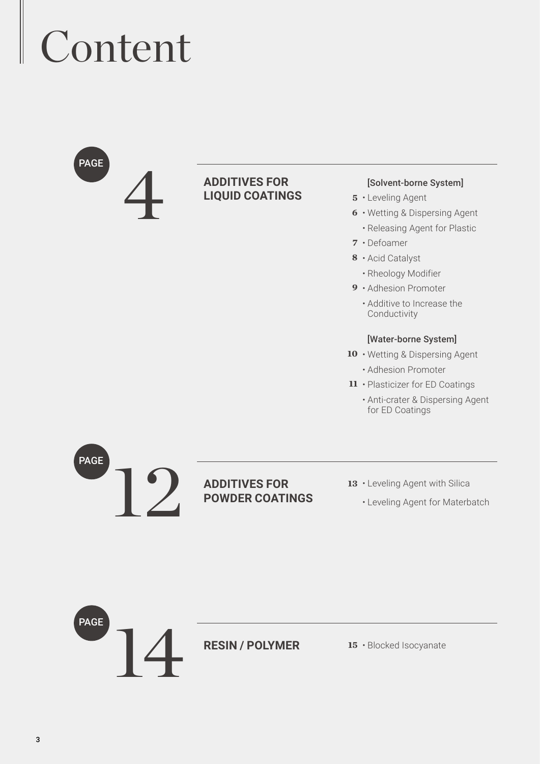# Content

## PAGE 4 — ADDITIVES FOR LIQUID COATINGS

**[Solvent-borne System]**

- 5 • Leveling Agent
- 6 • Wetting & Dispersing Agent
  - • Releasing Agent for Plastic
- 7 • Defoamer
- 8 • Acid Catalyst
  - • Rheology Modifier
- 9 • Adhesion Promoter
  - • Additive to Increase the Conductivity

**[Water-borne System]**

- 10 • Wetting & Dispersing Agent
  - • Adhesion Promoter
- 11 • Plasticizer for ED Coatings
  - • Anti-crater & Dispersing Agent for ED Coatings

## PAGE 12 — ADDITIVES FOR POWDER COATINGS

- 13 • Leveling Agent with Silica
  - • Leveling Agent for Materbatch

## PAGE 14 — RESIN / POLYMER

- 15 • Blocked Isocyanate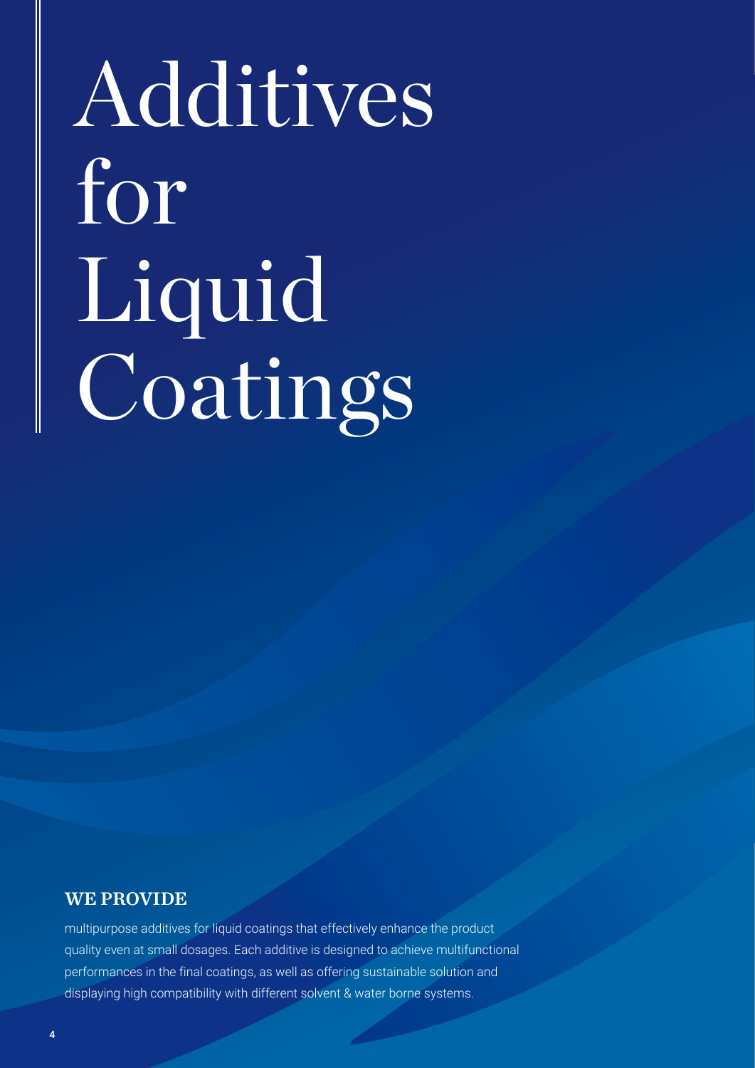# Additives for Liquid Coatings

**WE PROVIDE**

multipurpose additives for liquid coatings that effectively enhance the product quality even at small dosages. Each additive is designed to achieve multifunctional performances in the final coatings, as well as offering sustainable solution and displaying high compatibility with different solvent & water borne systems.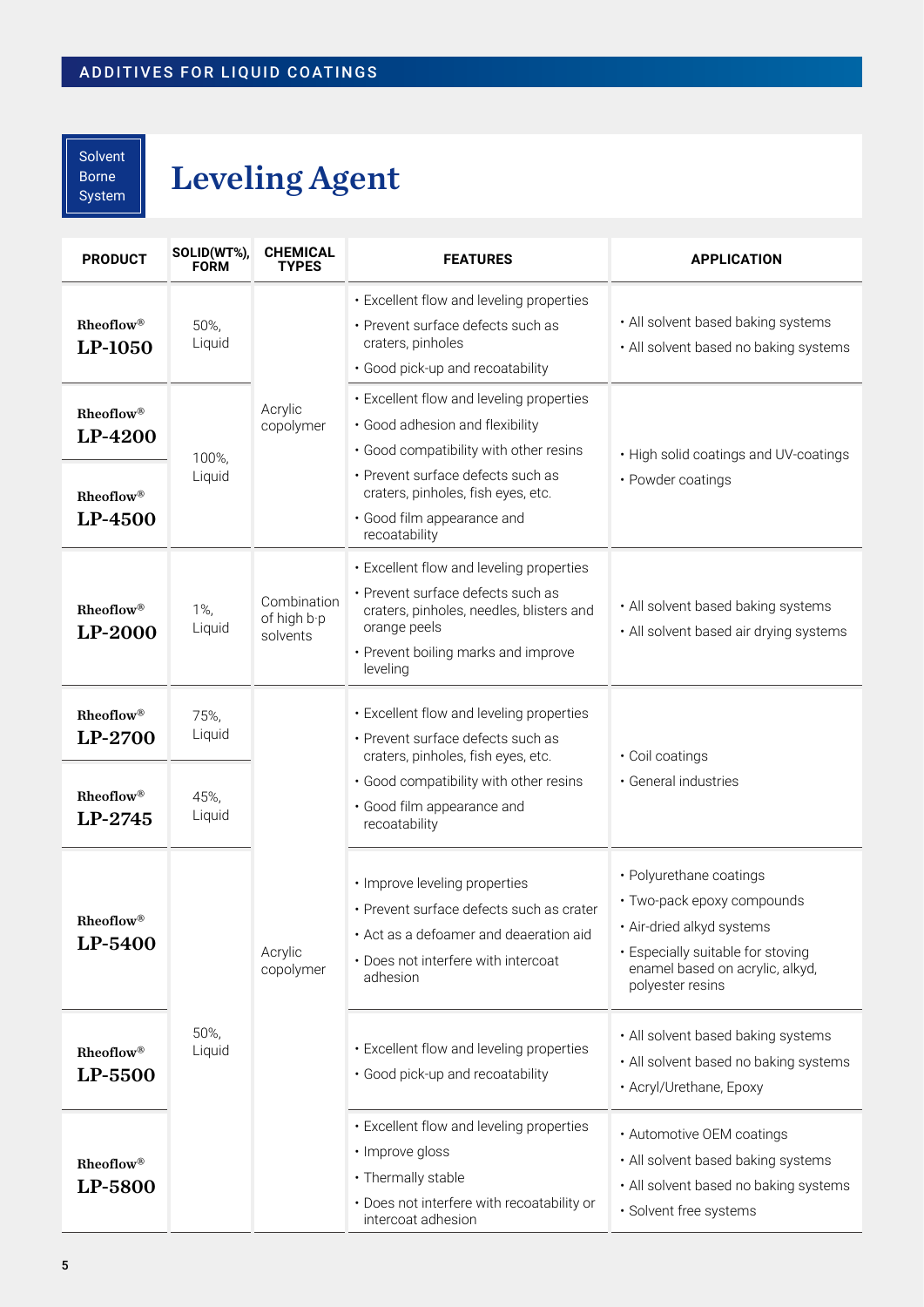ADDITIVES FOR LIQUID COATINGS

Solvent Borne System

# Leveling Agent

| PRODUCT | SOLID(WT%), FORM | CHEMICAL TYPES | FEATURES | APPLICATION |
|---|---|---|---|---|
| Rheoflow® LP-1050 | 50%, Liquid | Acrylic copolymer | • Excellent flow and leveling properties<br>• Prevent surface defects such as craters, pinholes<br>• Good pick-up and recoatability | • All solvent based baking systems<br>• All solvent based no baking systems |
| Rheoflow® LP-4200 | 100%, Liquid | Acrylic copolymer | • Excellent flow and leveling properties<br>• Good adhesion and flexibility<br>• Good compatibility with other resins<br>• Prevent surface defects such as craters, pinholes, fish eyes, etc.<br>• Good film appearance and recoatability | • High solid coatings and UV-coatings<br>• Powder coatings |
| Rheoflow® LP-4500 | 100%, Liquid | Acrylic copolymer | • Excellent flow and leveling properties<br>• Good adhesion and flexibility<br>• Good compatibility with other resins<br>• Prevent surface defects such as craters, pinholes, fish eyes, etc.<br>• Good film appearance and recoatability | • High solid coatings and UV-coatings<br>• Powder coatings |
| Rheoflow® LP-2000 | 1%, Liquid | Combination of high b·p solvents | • Excellent flow and leveling properties<br>• Prevent surface defects such as craters, pinholes, needles, blisters and orange peels<br>• Prevent boiling marks and improve leveling | • All solvent based baking systems<br>• All solvent based air drying systems |
| Rheoflow® LP-2700 | 75%, Liquid | Acrylic copolymer | • Excellent flow and leveling properties<br>• Prevent surface defects such as craters, pinholes, fish eyes, etc.<br>• Good compatibility with other resins<br>• Good film appearance and recoatability | • Coil coatings<br>• General industries |
| Rheoflow® LP-2745 | 45%, Liquid | Acrylic copolymer | • Excellent flow and leveling properties<br>• Prevent surface defects such as craters, pinholes, fish eyes, etc.<br>• Good compatibility with other resins<br>• Good film appearance and recoatability | • Coil coatings<br>• General industries |
| Rheoflow® LP-5400 | 50%, Liquid | Acrylic copolymer | • Improve leveling properties<br>• Prevent surface defects such as crater<br>• Act as a defoamer and deaeration aid<br>• Does not interfere with intercoat adhesion | • Polyurethane coatings<br>• Two-pack epoxy compounds<br>• Air-dried alkyd systems<br>• Especially suitable for stoving enamel based on acrylic, alkyd, polyester resins |
| Rheoflow® LP-5500 | 50%, Liquid | Acrylic copolymer | • Excellent flow and leveling properties<br>• Good pick-up and recoatability | • All solvent based baking systems<br>• All solvent based no baking systems<br>• Acryl/Urethane, Epoxy |
| Rheoflow® LP-5800 | 50%, Liquid | Acrylic copolymer | • Excellent flow and leveling properties<br>• Improve gloss<br>• Thermally stable<br>• Does not interfere with recoatability or intercoat adhesion | • Automotive OEM coatings<br>• All solvent based baking systems<br>• All solvent based no baking systems<br>• Solvent free systems |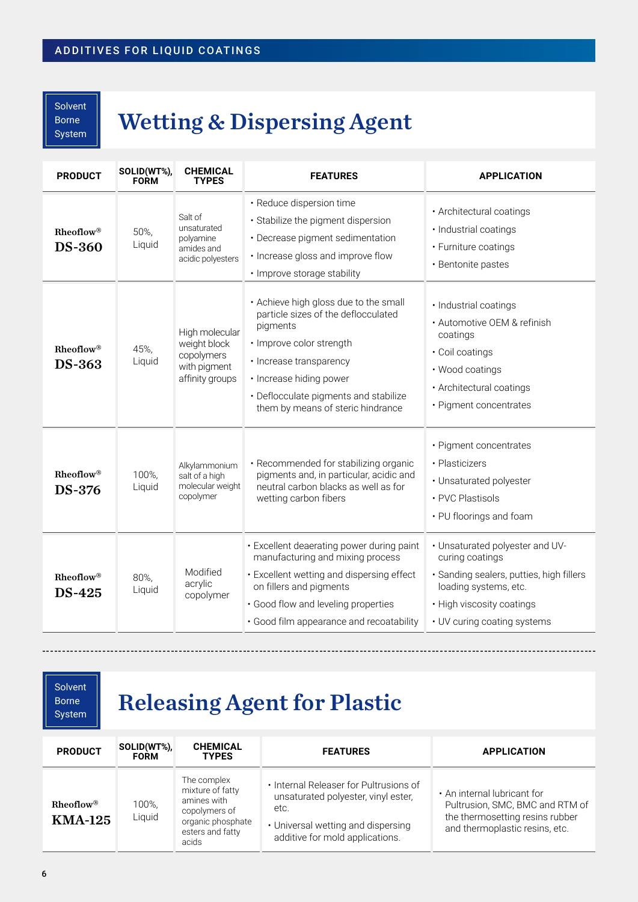## Wetting & Dispersing Agent

Solvent Borne System

| PRODUCT | SOLID(WT%), FORM | CHEMICAL TYPES | FEATURES | APPLICATION |
|---|---|---|---|---|
| Rheoflow® **DS-360** | 50%, Liquid | Salt of unsaturated polyamine amides and acidic polyesters | • Reduce dispersion time<br>• Stabilize the pigment dispersion<br>• Decrease pigment sedimentation<br>• Increase gloss and improve flow<br>• Improve storage stability | • Architectural coatings<br>• Industrial coatings<br>• Furniture coatings<br>• Bentonite pastes |
| Rheoflow® **DS-363** | 45%, Liquid | High molecular weight block copolymers with pigment affinity groups | • Achieve high gloss due to the small particle sizes of the deflocculated pigments<br>• Improve color strength<br>• Increase transparency<br>• Increase hiding power<br>• Deflocculate pigments and stabilize them by means of steric hindrance | • Industrial coatings<br>• Automotive OEM & refinish coatings<br>• Coil coatings<br>• Wood coatings<br>• Architectural coatings<br>• Pigment concentrates |
| Rheoflow® **DS-376** | 100%, Liquid | Alkylammonium salt of a high molecular weight copolymer | • Recommended for stabilizing organic pigments and, in particular, acidic and neutral carbon blacks as well as for wetting carbon fibers | • Pigment concentrates<br>• Plasticizers<br>• Unsaturated polyester<br>• PVC Plastisols<br>• PU floorings and foam |
| Rheoflow® **DS-425** | 80%, Liquid | Modified acrylic copolymer | • Excellent deaerating power during paint manufacturing and mixing process<br>• Excellent wetting and dispersing effect on fillers and pigments<br>• Good flow and leveling properties<br>• Good film appearance and recoatability | • Unsaturated polyester and UV-curing coatings<br>• Sanding sealers, putties, high fillers loading systems, etc.<br>• High viscosity coatings<br>• UV curing coating systems |

## Releasing Agent for Plastic

Solvent Borne System

| PRODUCT | SOLID(WT%), FORM | CHEMICAL TYPES | FEATURES | APPLICATION |
|---|---|---|---|---|
| Rheoflow® **KMA-125** | 100%, Liquid | The complex mixture of fatty amines with copolymers of organic phosphate esters and fatty acids | • Internal Releaser for Pultrusions of unsaturated polyester, vinyl ester, etc.<br>• Universal wetting and dispersing additive for mold applications. | • An internal lubricant for Pultrusion, SMC, BMC and RTM of the thermosetting resins rubber and thermoplastic resins, etc. |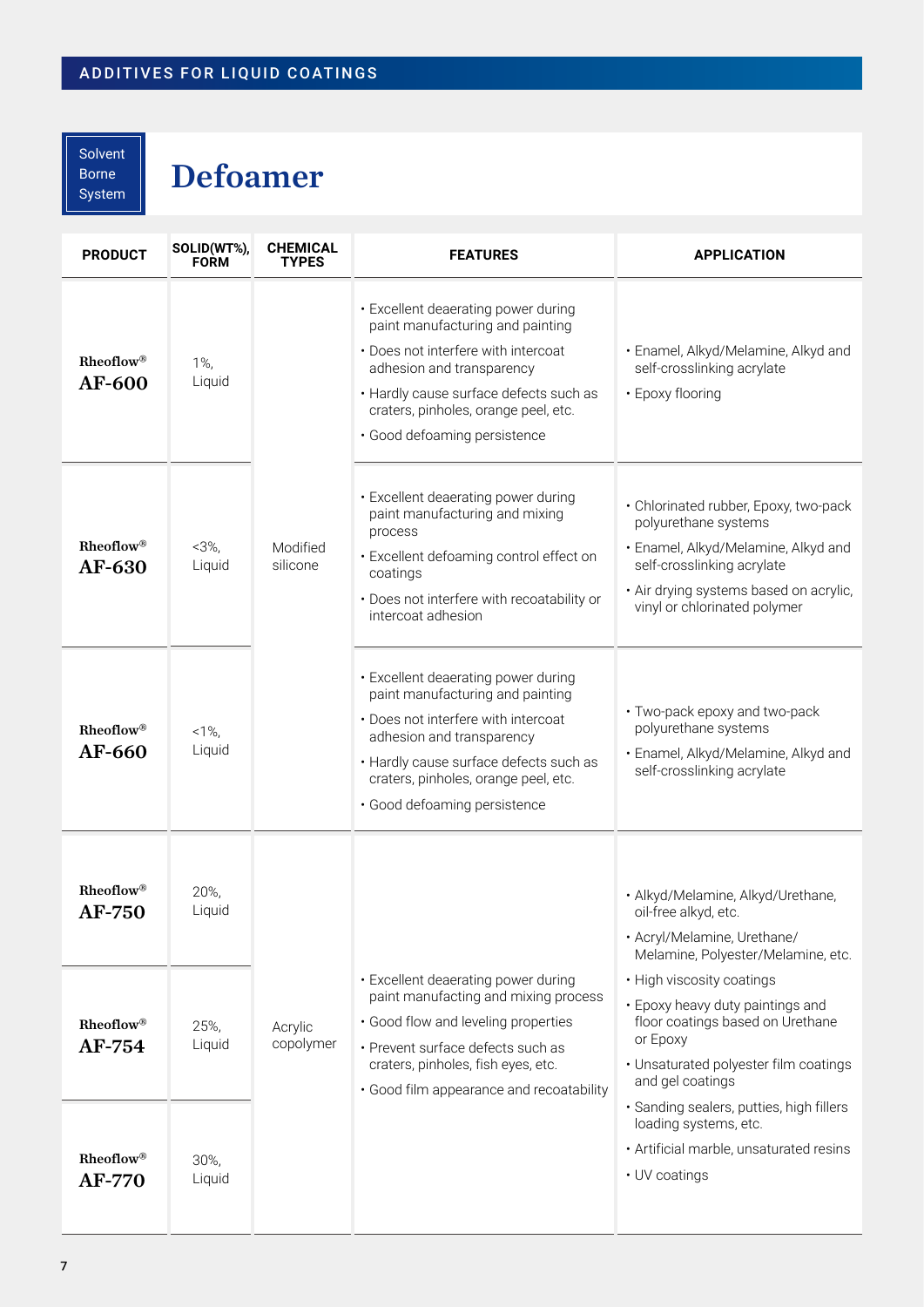ADDITIVES FOR LIQUID COATINGS

Solvent Borne System

# Defoamer

| PRODUCT | SOLID(WT%), FORM | CHEMICAL TYPES | FEATURES | APPLICATION |
|---|---|---|---|---|
| Rheoflow® **AF-600** | 1%, Liquid | Modified silicone | • Excellent deaerating power during paint manufacturing and painting<br>• Does not interfere with intercoat adhesion and transparency<br>• Hardly cause surface defects such as craters, pinholes, orange peel, etc.<br>• Good defoaming persistence | • Enamel, Alkyd/Melamine, Alkyd and self-crosslinking acrylate<br>• Epoxy flooring |
| Rheoflow® **AF-630** | <3%, Liquid | Modified silicone | • Excellent deaerating power during paint manufacturing and mixing process<br>• Excellent defoaming control effect on coatings<br>• Does not interfere with recoatability or intercoat adhesion | • Chlorinated rubber, Epoxy, two-pack polyurethane systems<br>• Enamel, Alkyd/Melamine, Alkyd and self-crosslinking acrylate<br>• Air drying systems based on acrylic, vinyl or chlorinated polymer |
| Rheoflow® **AF-660** | <1%, Liquid | Modified silicone | • Excellent deaerating power during paint manufacturing and painting<br>• Does not interfere with intercoat adhesion and transparency<br>• Hardly cause surface defects such as craters, pinholes, orange peel, etc.<br>• Good defoaming persistence | • Two-pack epoxy and two-pack polyurethane systems<br>• Enamel, Alkyd/Melamine, Alkyd and self-crosslinking acrylate |
| Rheoflow® **AF-750** | 20%, Liquid | Acrylic copolymer | • Excellent deaerating power during paint manufacting and mixing process<br>• Good flow and leveling properties<br>• Prevent surface defects such as craters, pinholes, fish eyes, etc.<br>• Good film appearance and recoatability | • Alkyd/Melamine, Alkyd/Urethane, oil-free alkyd, etc.<br>• Acryl/Melamine, Urethane/Melamine, Polyester/Melamine, etc.<br>• High viscosity coatings<br>• Epoxy heavy duty paintings and floor coatings based on Urethane or Epoxy<br>• Unsaturated polyester film coatings and gel coatings<br>• Sanding sealers, putties, high fillers loading systems, etc.<br>• Artificial marble, unsaturated resins<br>• UV coatings |
| Rheoflow® **AF-754** | 25%, Liquid | Acrylic copolymer | | |
| Rheoflow® **AF-770** | 30%, Liquid | Acrylic copolymer | | |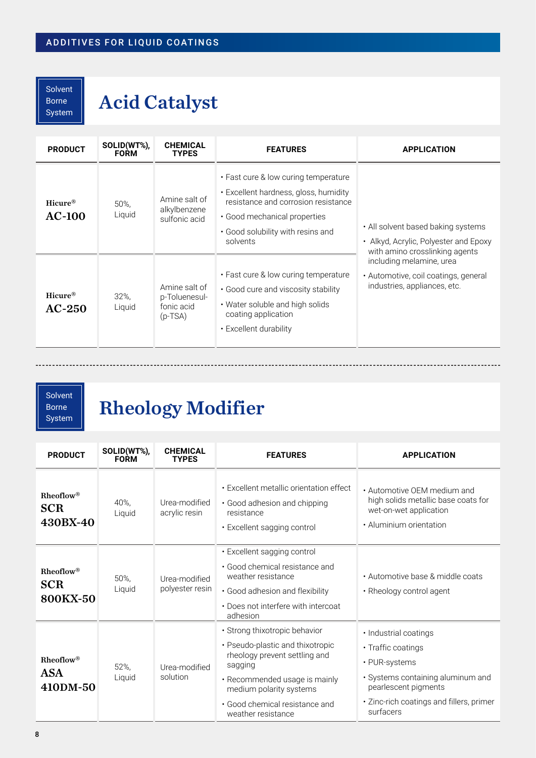ADDITIVES FOR LIQUID COATINGS

Solvent Borne System

# Acid Catalyst

| PRODUCT | SOLID(WT%), FORM | CHEMICAL TYPES | FEATURES | APPLICATION |
|---|---|---|---|---|
| Hicure® **AC-100** | 50%, Liquid | Amine salt of alkylbenzene sulfonic acid | • Fast cure & low curing temperature<br>• Excellent hardness, gloss, humidity resistance and corrosion resistance<br>• Good mechanical properties<br>• Good solubility with resins and solvents | • All solvent based baking systems<br>• Alkyd, Acrylic, Polyester and Epoxy with amino crosslinking agents including melamine, urea<br>• Automotive, coil coatings, general industries, appliances, etc. |
| Hicure® **AC-250** | 32%, Liquid | Amine salt of p-Toluenesulfonic acid (p-TSA) | • Fast cure & low curing temperature<br>• Good cure and viscosity stability<br>• Water soluble and high solids coating application<br>• Excellent durability | |

Solvent Borne System

# Rheology Modifier

| PRODUCT | SOLID(WT%), FORM | CHEMICAL TYPES | FEATURES | APPLICATION |
|---|---|---|---|---|
| Rheoflow® **SCR 430BX-40** | 40%, Liquid | Urea-modified acrylic resin | • Excellent metallic orientation effect<br>• Good adhesion and chipping resistance<br>• Excellent sagging control | • Automotive OEM medium and high solids metallic base coats for wet-on-wet application<br>• Aluminium orientation |
| Rheoflow® **SCR 800KX-50** | 50%, Liquid | Urea-modified polyester resin | • Excellent sagging control<br>• Good chemical resistance and weather resistance<br>• Good adhesion and flexibility<br>• Does not interfere with intercoat adhesion | • Automotive base & middle coats<br>• Rheology control agent |
| Rheoflow® **ASA 410DM-50** | 52%, Liquid | Urea-modified solution | • Strong thixotropic behavior<br>• Pseudo-plastic and thixotropic rheology prevent settling and sagging<br>• Recommended usage is mainly medium polarity systems<br>• Good chemical resistance and weather resistance | • Industrial coatings<br>• Traffic coatings<br>• PUR-systems<br>• Systems containing aluminum and pearlescent pigments<br>• Zinc-rich coatings and fillers, primer surfacers |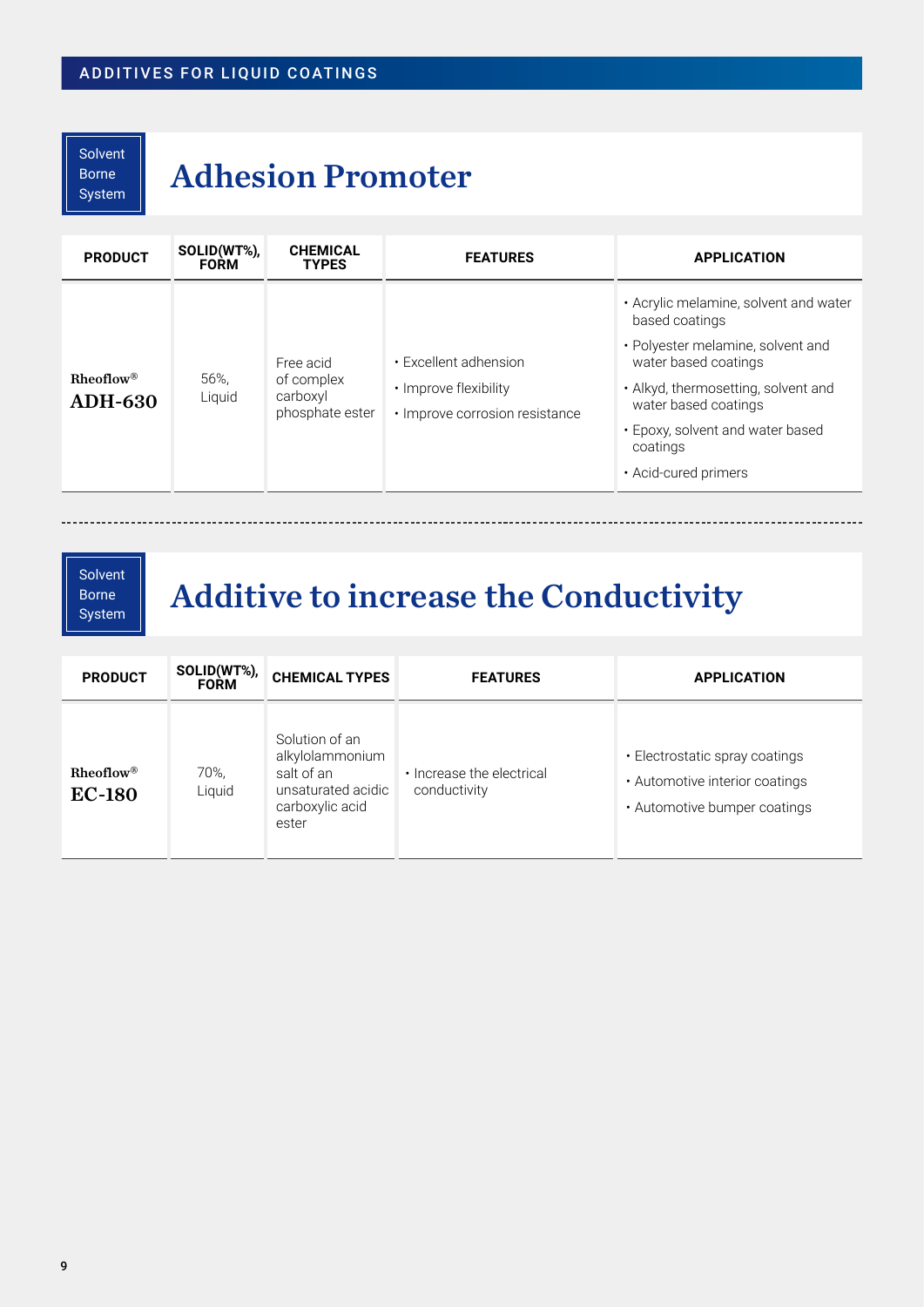Solvent Borne System

## Adhesion Promoter

| PRODUCT | SOLID(WT%), FORM | CHEMICAL TYPES | FEATURES | APPLICATION |
|---|---|---|---|---|
| Rheoflow® **ADH-630** | 56%, Liquid | Free acid of complex carboxyl phosphate ester | • Excellent adhesion<br>• Improve flexibility<br>• Improve corrosion resistance | • Acrylic melamine, solvent and water based coatings<br>• Polyester melamine, solvent and water based coatings<br>• Alkyd, thermosetting, solvent and water based coatings<br>• Epoxy, solvent and water based coatings<br>• Acid-cured primers |

Solvent Borne System

## Additive to increase the Conductivity

| PRODUCT | SOLID(WT%), FORM | CHEMICAL TYPES | FEATURES | APPLICATION |
|---|---|---|---|---|
| Rheoflow® **EC-180** | 70%, Liquid | Solution of an alkylolammonium salt of an unsaturated acidic carboxylic acid ester | • Increase the electrical conductivity | • Electrostatic spray coatings<br>• Automotive interior coatings<br>• Automotive bumper coatings |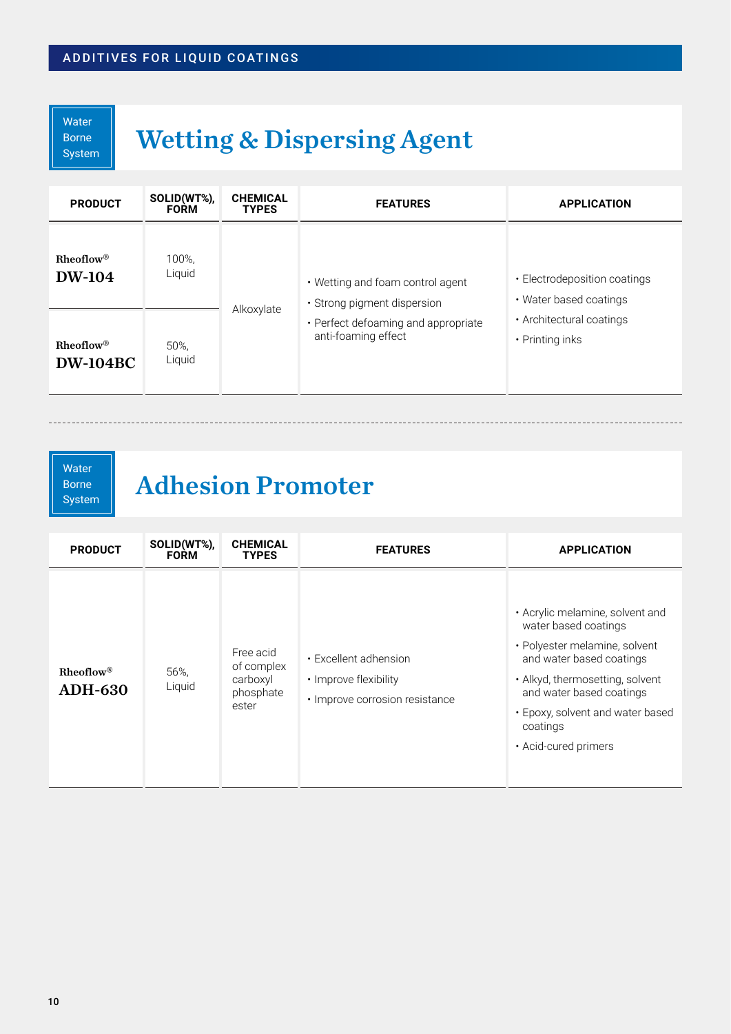ADDITIVES FOR LIQUID COATINGS

Water Borne System

## Wetting & Dispersing Agent

| PRODUCT | SOLID(WT%), FORM | CHEMICAL TYPES | FEATURES | APPLICATION |
|---|---|---|---|---|
| Rheoflow® **DW-104** | 100%, Liquid | Alkoxylate | • Wetting and foam control agent<br>• Strong pigment dispersion<br>• Perfect defoaming and appropriate anti-foaming effect | • Electrodeposition coatings<br>• Water based coatings<br>• Architectural coatings<br>• Printing inks |
| Rheoflow® **DW-104BC** | 50%, Liquid | | | |

Water Borne System

## Adhesion Promoter

| PRODUCT | SOLID(WT%), FORM | CHEMICAL TYPES | FEATURES | APPLICATION |
|---|---|---|---|---|
| Rheoflow® **ADH-630** | 56%, Liquid | Free acid of complex carboxyl phosphate ester | • Excellent adhension<br>• Improve flexibility<br>• Improve corrosion resistance | • Acrylic melamine, solvent and water based coatings<br>• Polyester melamine, solvent and water based coatings<br>• Alkyd, thermosetting, solvent and water based coatings<br>• Epoxy, solvent and water based coatings<br>• Acid-cured primers |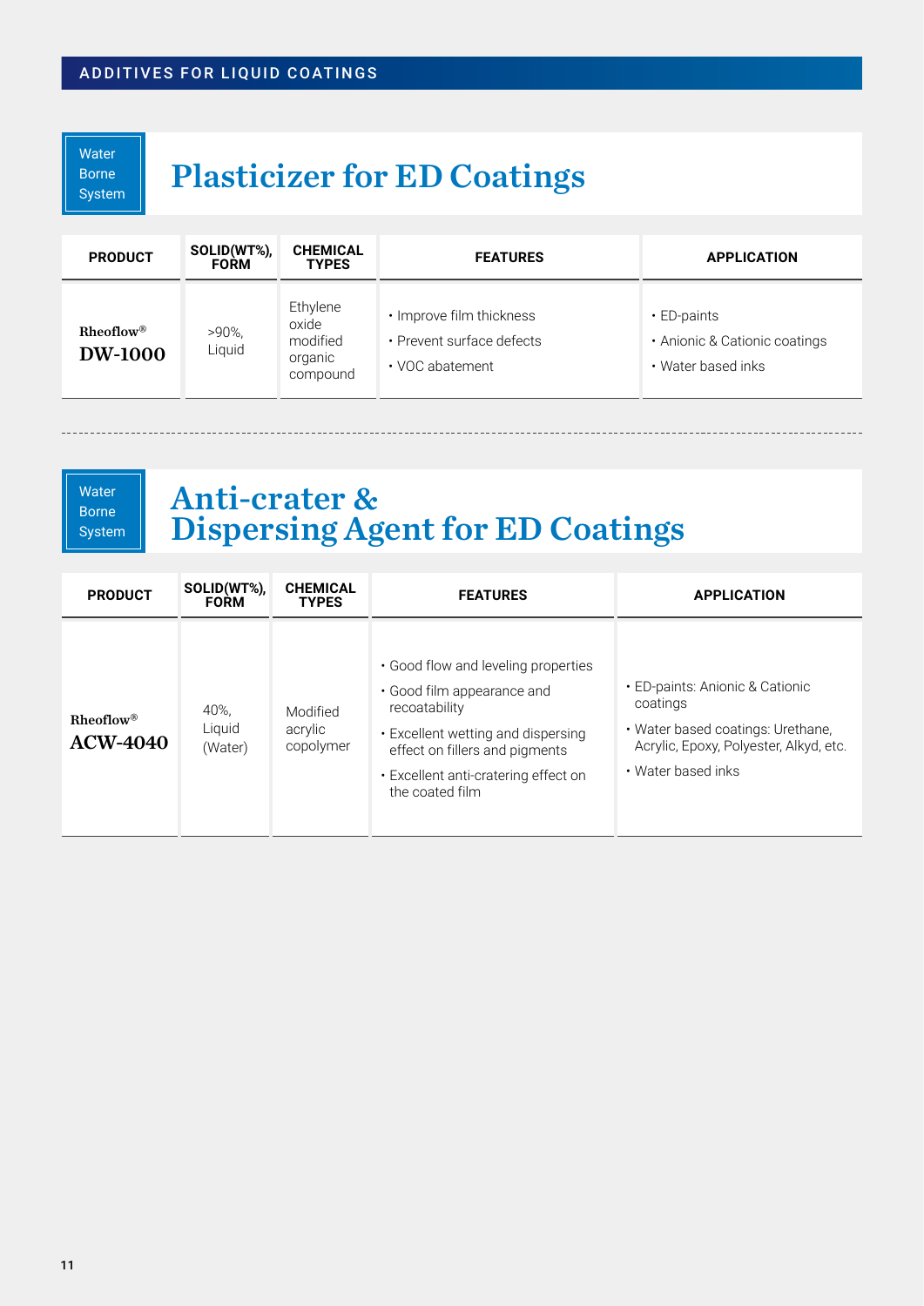Water Borne System

## Plasticizer for ED Coatings

| PRODUCT | SOLID(WT%), FORM | CHEMICAL TYPES | FEATURES | APPLICATION |
|---|---|---|---|---|
| Rheoflow® **DW-1000** | >90%, Liquid | Ethylene oxide modified organic compound | • Improve film thickness<br>• Prevent surface defects<br>• VOC abatement | • ED-paints<br>• Anionic & Cationic coatings<br>• Water based inks |

Water Borne System

## Anti-crater & Dispersing Agent for ED Coatings

| PRODUCT | SOLID(WT%), FORM | CHEMICAL TYPES | FEATURES | APPLICATION |
|---|---|---|---|---|
| Rheoflow® **ACW-4040** | 40%, Liquid (Water) | Modified acrylic copolymer | • Good flow and leveling properties<br>• Good film appearance and recoatability<br>• Excellent wetting and dispersing effect on fillers and pigments<br>• Excellent anti-cratering effect on the coated film | • ED-paints: Anionic & Cationic coatings<br>• Water based coatings: Urethane, Acrylic, Epoxy, Polyester, Alkyd, etc.<br>• Water based inks |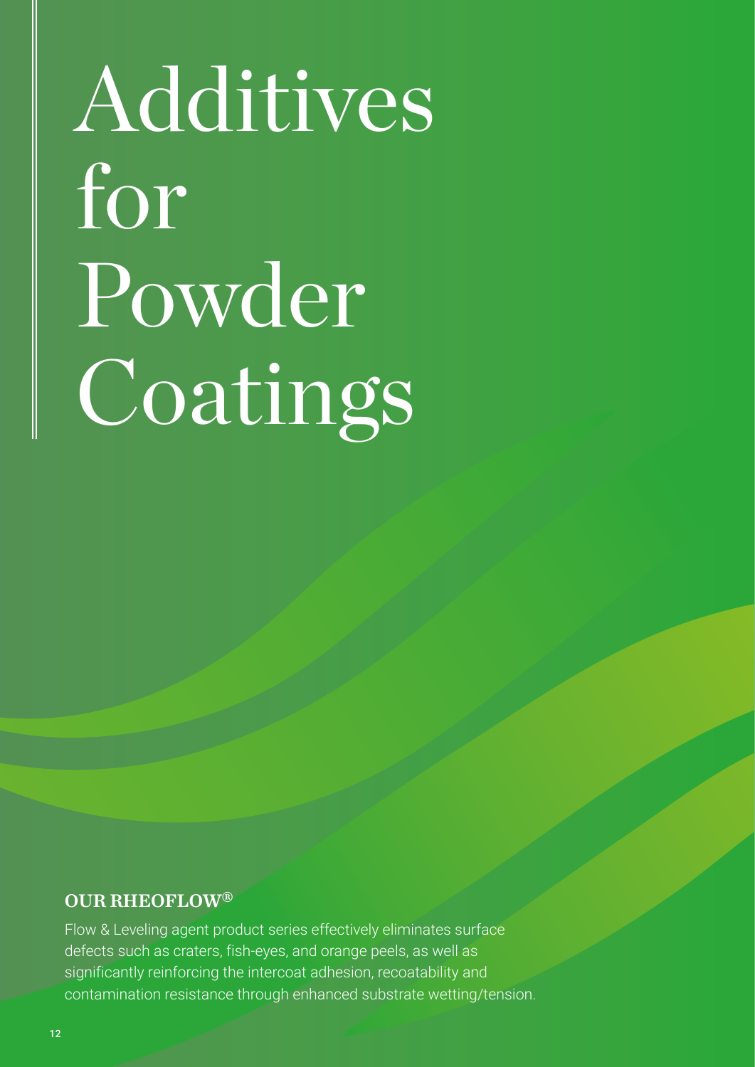# Additives for Powder Coatings

**OUR RHEOFLOW®**

Flow & Leveling agent product series effectively eliminates surface defects such as craters, fish-eyes, and orange peels, as well as significantly reinforcing the intercoat adhesion, recoatability and contamination resistance through enhanced substrate wetting/tension.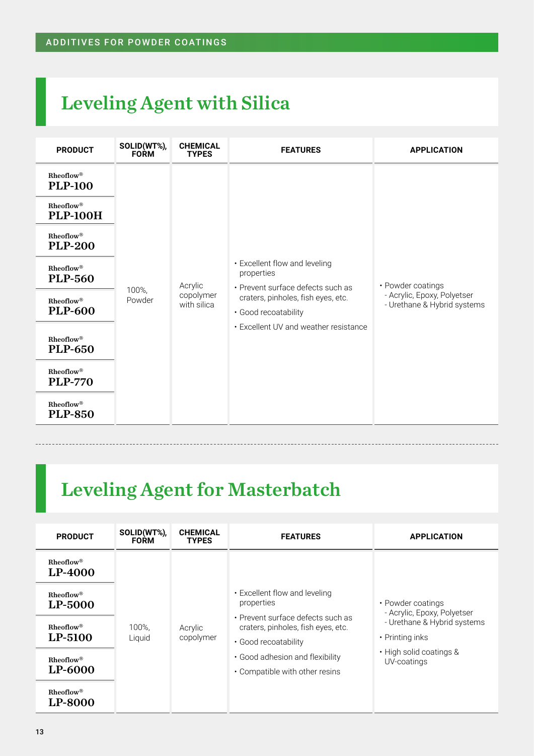ADDITIVES FOR POWDER COATINGS

## Leveling Agent with Silica

| PRODUCT | SOLID(WT%), FORM | CHEMICAL TYPES | FEATURES | APPLICATION |
|---|---|---|---|---|
| Rheoflow® **PLP-100** | 100%, Powder | Acrylic copolymer with silica | • Excellent flow and leveling properties<br>• Prevent surface defects such as craters, pinholes, fish eyes, etc.<br>• Good recoatability<br>• Excellent UV and weather resistance | • Powder coatings<br>- Acrylic, Epoxy, Polyetser<br>- Urethane & Hybrid systems |
| Rheoflow® **PLP-100H** | | | | |
| Rheoflow® **PLP-200** | | | | |
| Rheoflow® **PLP-560** | | | | |
| Rheoflow® **PLP-600** | | | | |
| Rheoflow® **PLP-650** | | | | |
| Rheoflow® **PLP-770** | | | | |
| Rheoflow® **PLP-850** | | | | |

## Leveling Agent for Masterbatch

| PRODUCT | SOLID(WT%), FORM | CHEMICAL TYPES | FEATURES | APPLICATION |
|---|---|---|---|---|
| Rheoflow® **LP-4000** | 100%, Liquid | Acrylic copolymer | • Excellent flow and leveling properties<br>• Prevent surface defects such as craters, pinholes, fish eyes, etc.<br>• Good recoatability<br>• Good adhesion and flexibility<br>• Compatible with other resins | • Powder coatings<br>- Acrylic, Epoxy, Polyetser<br>- Urethane & Hybrid systems<br>• Printing inks<br>• High solid coatings & UV-coatings |
| Rheoflow® **LP-5000** | | | | |
| Rheoflow® **LP-5100** | | | | |
| Rheoflow® **LP-6000** | | | | |
| Rheoflow® **LP-8000** | | | | |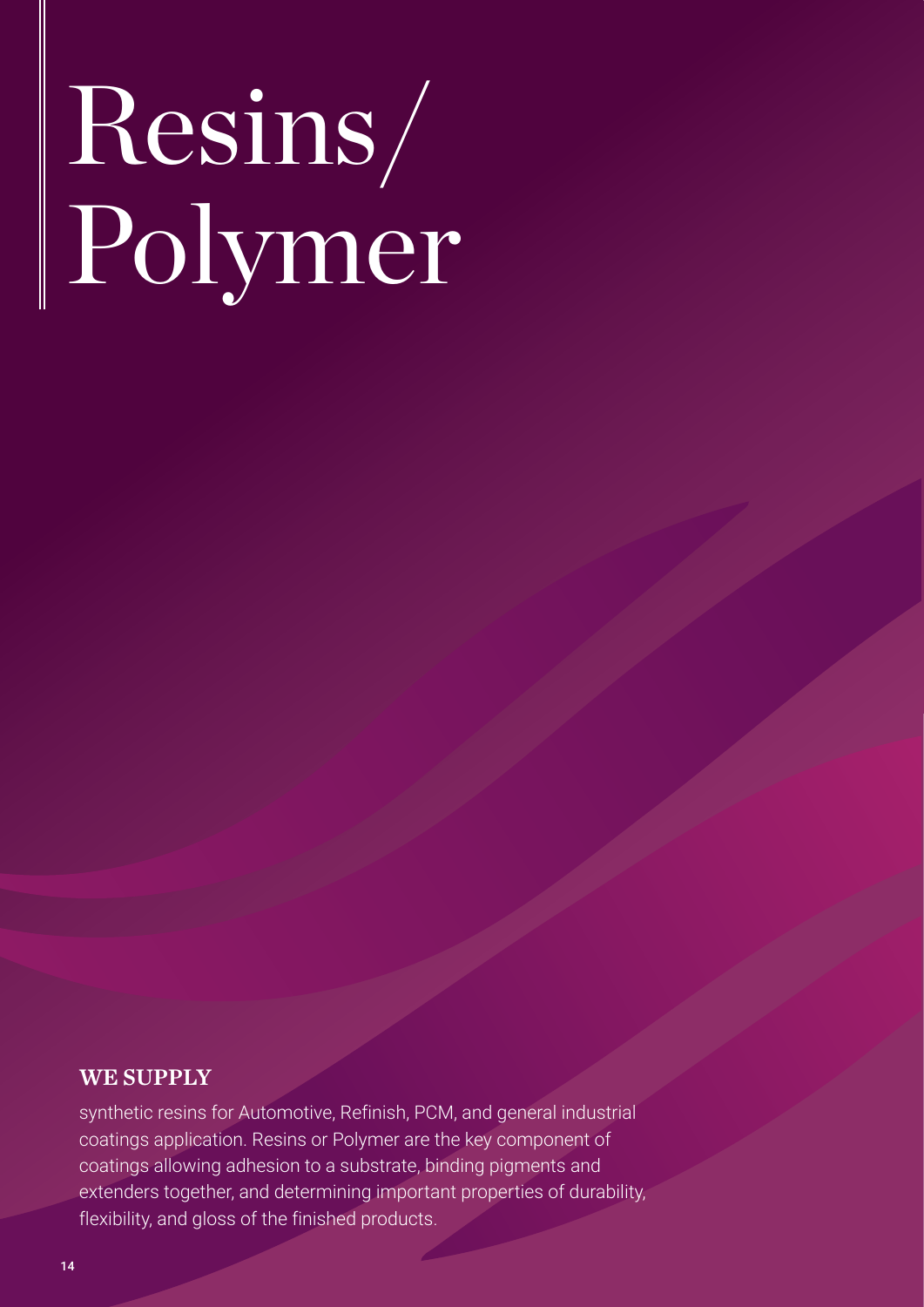# Resins/ Polymer

**WE SUPPLY**

synthetic resins for Automotive, Refinish, PCM, and general industrial coatings application. Resins or Polymer are the key component of coatings allowing adhesion to a substrate, binding pigments and extenders together, and determining important properties of durability, flexibility, and gloss of the finished products.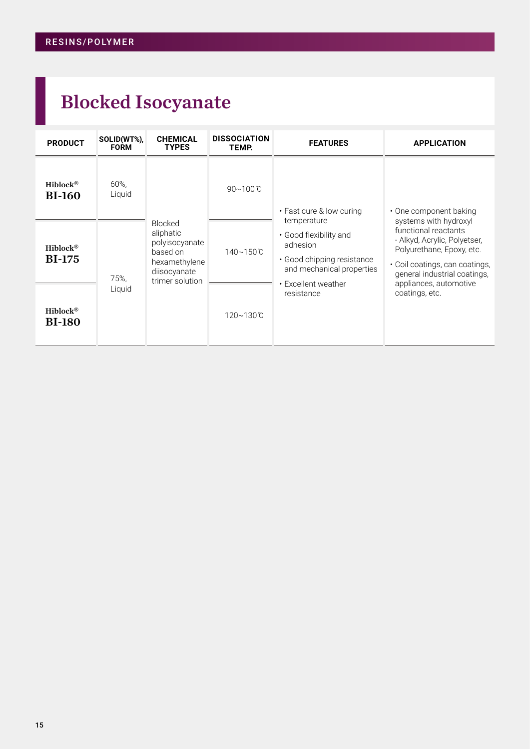RESINS/POLYMER

# Blocked Isocyanate

| PRODUCT | SOLID(WT%), FORM | CHEMICAL TYPES | DISSOCIATION TEMP. | FEATURES | APPLICATION |
|---|---|---|---|---|---|
| Hiblock® **BI-160** | 60%, Liquid | Blocked aliphatic polyisocyanate based on hexamethylene diisocyanate trimer solution | 90~100℃ | • Fast cure & low curing temperature<br>• Good flexibility and adhesion<br>• Good chipping resistance and mechanical properties<br>• Excellent weather resistance | • One component baking systems with hydroxyl functional reactants<br>- Alkyd, Acrylic, Polyetser, Polyurethane, Epoxy, etc.<br>• Coil coatings, can coatings, general industrial coatings, appliances, automotive coatings, etc. |
| Hiblock® **BI-175** | 75%, Liquid | | 140~150℃ | | |
| Hiblock® **BI-180** | | | 120~130℃ | | |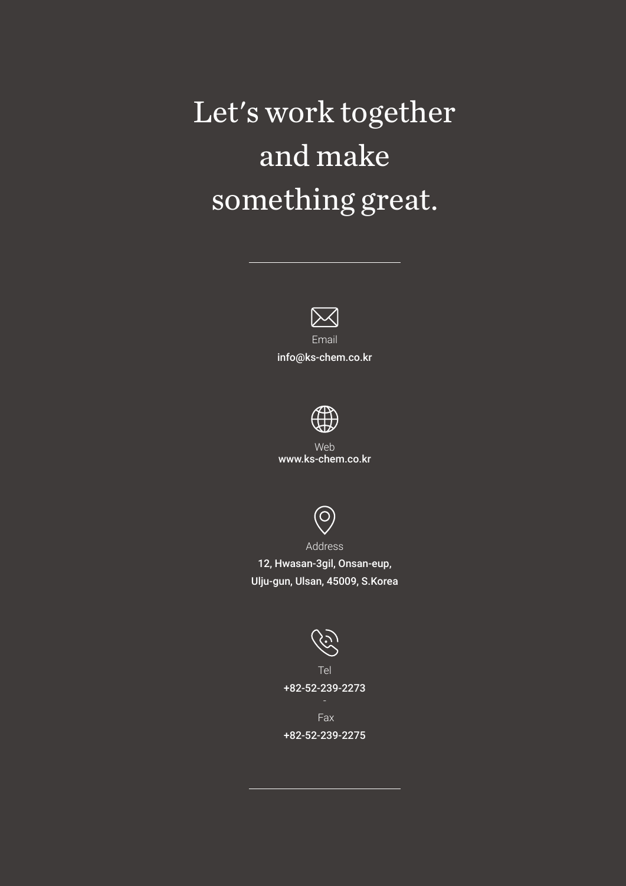# Let's work together and make something great.

---

Email

info@ks-chem.co.kr

Web

www.ks-chem.co.kr

Address

12, Hwasan-3gil, Onsan-eup,
Ulju-gun, Ulsan, 45009, S.Korea

Tel

+82-52-239-2273

-

Fax

+82-52-239-2275

---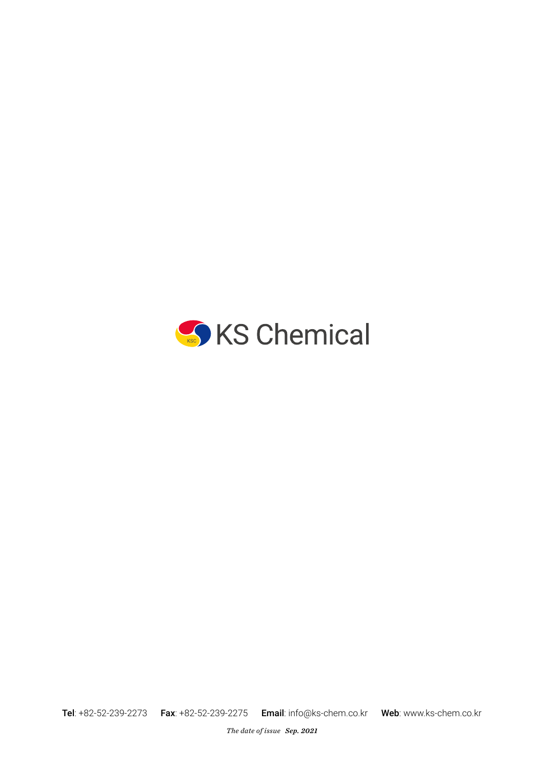KS Chemical

**Tel**: +82-52-239-2273 **Fax**: +82-52-239-2275 **Email**: info@ks-chem.co.kr **Web**: www.ks-chem.co.kr

*The date of issue* ***Sep. 2021***